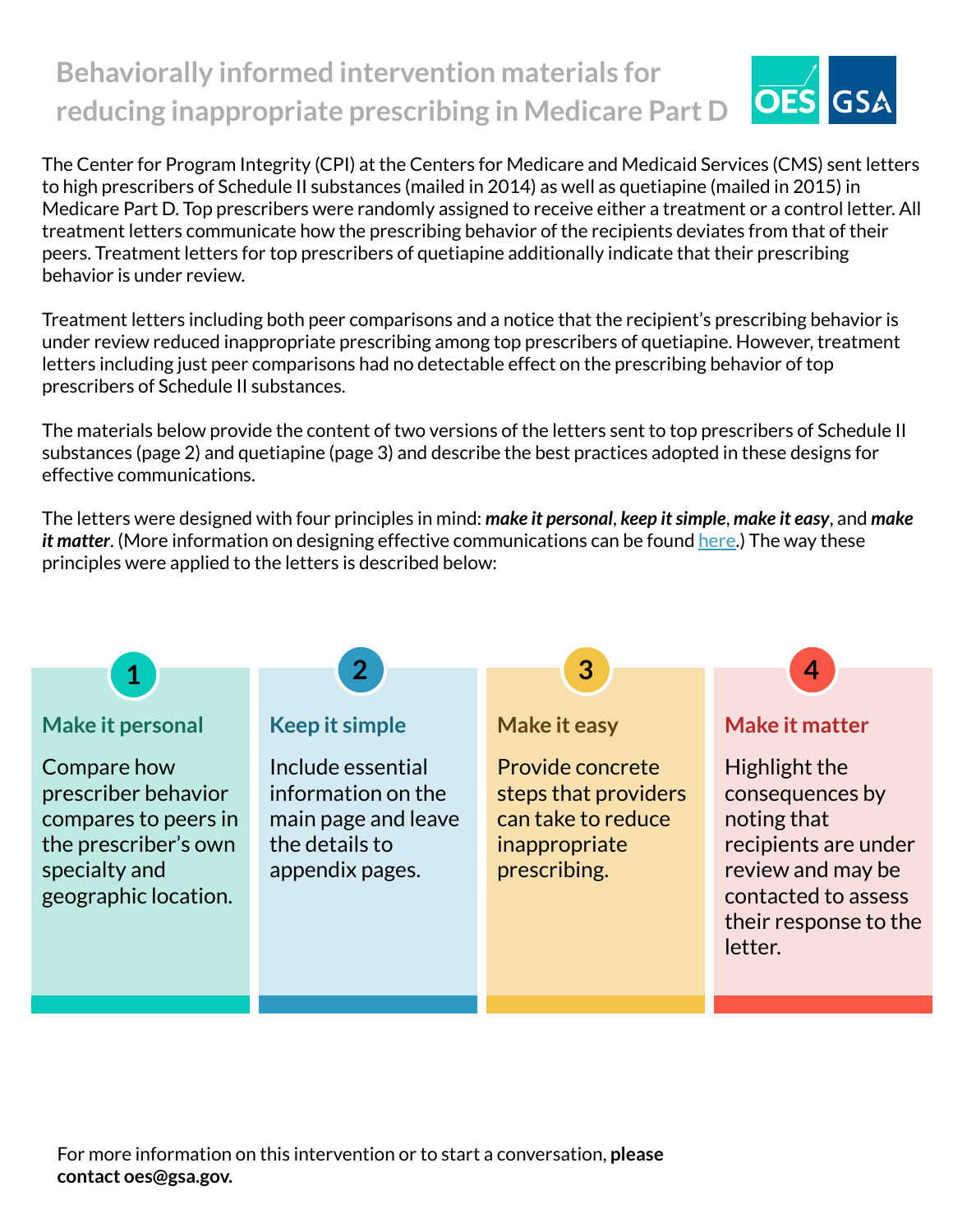# Behaviorally informed intervention materials for reducing inappropriate prescribing in Medicare Part D

The Center for Program Integrity (CPI) at the Centers for Medicare and Medicaid Services (CMS) sent letters to high prescribers of Schedule II substances (mailed in 2014) as well as quetiapine (mailed in 2015) in Medicare Part D. Top prescribers were randomly assigned to receive either a treatment or a control letter. All treatment letters communicate how the prescribing behavior of the recipients deviates from that of their peers. Treatment letters for top prescribers of quetiapine additionally indicate that their prescribing behavior is under review.

Treatment letters including both peer comparisons and a notice that the recipient's prescribing behavior is under review reduced inappropriate prescribing among top prescribers of quetiapine. However, treatment letters including just peer comparisons had no detectable effect on the prescribing behavior of top prescribers of Schedule II substances.

The materials below provide the content of two versions of the letters sent to top prescribers of Schedule II substances (page 2) and quetiapine (page 3) and describe the best practices adopted in these designs for effective communications.

The letters were designed with four principles in mind: ***make it personal***, ***keep it simple***, ***make it easy***, and ***make it matter***. (More information on designing effective communications can be found [here](here).) The way these principles were applied to the letters is described below:

## 1. Make it personal

Compare how prescriber behavior compares to peers in the prescriber's own specialty and geographic location.

## 2. Keep it simple

Include essential information on the main page and leave the details to appendix pages.

## 3. Make it easy

Provide concrete steps that providers can take to reduce inappropriate prescribing.

## 4. Make it matter

Highlight the consequences by noting that recipients are under review and may be contacted to assess their response to the letter.

For more information on this intervention or to start a conversation, **please contact oes@gsa.gov.**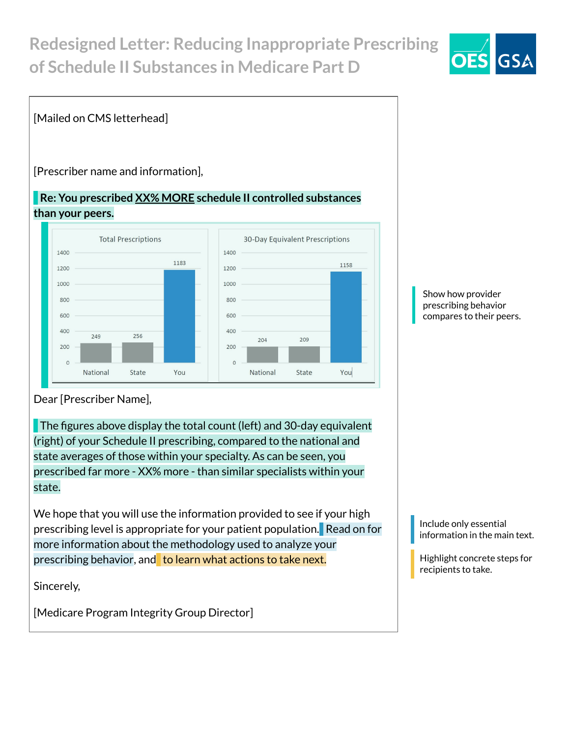# Redesigned Letter: Reducing Inappropriate Prescribing of Schedule II Substances in Medicare Part D

[Mailed on CMS letterhead]

[Prescriber name and information],

**Re: You prescribed XX% MORE schedule II controlled substances than your peers.**

Total Prescriptions

| | National | State | You |
|---|---|---|---|
| Total Prescriptions | 249 | 256 | 1183 |

30-Day Equivalent Prescriptions

| | National | State | You |
|---|---|---|---|
| 30-Day Equivalent Prescriptions | 204 | 209 | 1158 |

Show how provider prescribing behavior compares to their peers.

Dear [Prescriber Name],

The figures above display the total count (left) and 30-day equivalent (right) of your Schedule II prescribing, compared to the national and state averages of those within your specialty. As can be seen, you prescribed far more - XX% more - than similar specialists within your state.

We hope that you will use the information provided to see if your high prescribing level is appropriate for your patient population. Read on for more information about the methodology used to analyze your prescribing behavior, and to learn what actions to take next.

Include only essential information in the main text.

Highlight concrete steps for recipients to take.

Sincerely,

[Medicare Program Integrity Group Director]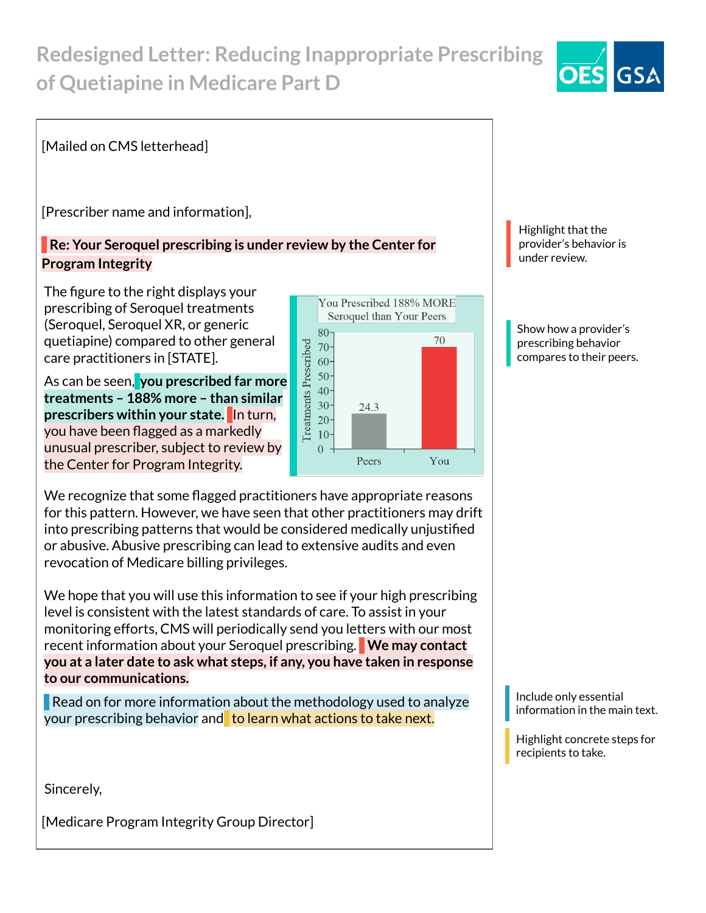# Redesigned Letter: Reducing Inappropriate Prescribing of Quetiapine in Medicare Part D

[Mailed on CMS letterhead]

[Prescriber name and information],

**Re: Your Seroquel prescribing is under review by the Center for Program Integrity**

The figure to the right displays your prescribing of Seroquel treatments (Seroquel, Seroquel XR, or generic quetiapine) compared to other general care practitioners in [STATE].

As can be seen, **you prescribed far more treatments – 188% more – than similar prescribers within your state.** In turn, you have been flagged as a markedly unusual prescriber, subject to review by the Center for Program Integrity.

You Prescribed 188% MORE Seroquel than Your Peers

Treatments Prescribed

0
10
20
30
40
50
60
70
80

24.3
70

Peers
You

We recognize that some flagged practitioners have appropriate reasons for this pattern. However, we have seen that other practitioners may drift into prescribing patterns that would be considered medically unjustified or abusive. Abusive prescribing can lead to extensive audits and even revocation of Medicare billing privileges.

We hope that you will use this information to see if your high prescribing level is consistent with the latest standards of care. To assist in your monitoring efforts, CMS will periodically send you letters with our most recent information about your Seroquel prescribing. **We may contact you at a later date to ask what steps, if any, you have taken in response to our communications.**

Read on for more information about the methodology used to analyze your prescribing behavior and to learn what actions to take next.

Sincerely,

[Medicare Program Integrity Group Director]

Highlight that the provider's behavior is under review.

Show how a provider's prescribing behavior compares to their peers.

Include only essential information in the main text.

Highlight concrete steps for recipients to take.